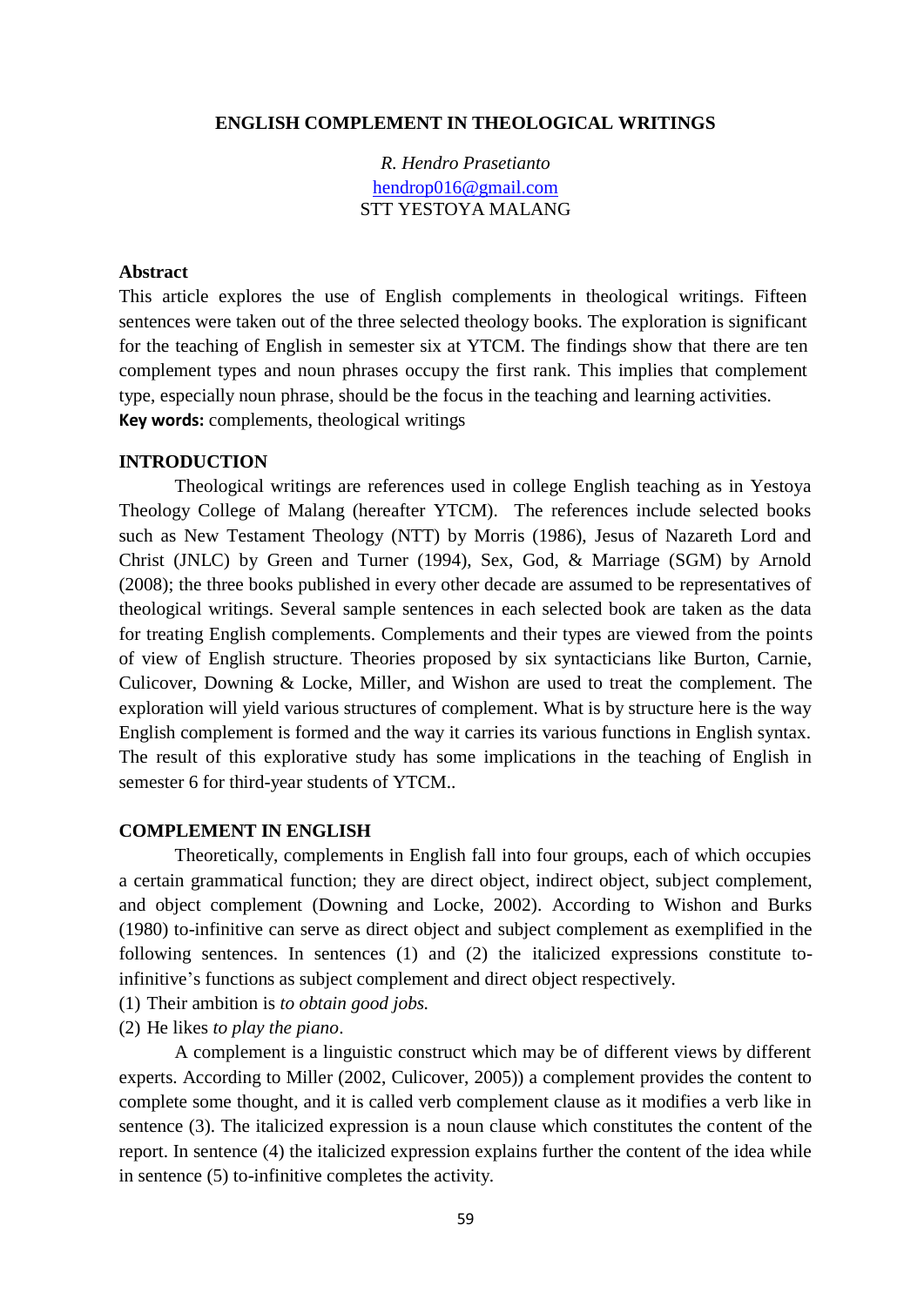# ENGLISH COMPLEMENT IN THEOLOGICAL WRITINGS

*R. Hendro Prasetianto*
hendrop016@gmail.com
STT YESTOYA MALANG

## Abstract

This article explores the use of English complements in theological writings. Fifteen sentences were taken out of the three selected theology books. The exploration is significant for the teaching of English in semester six at YTCM. The findings show that there are ten complement types and noun phrases occupy the first rank. This implies that complement type, especially noun phrase, should be the focus in the teaching and learning activities.

**Key words:** complements, theological writings

## INTRODUCTION

Theological writings are references used in college English teaching as in Yestoya Theology College of Malang (hereafter YTCM). The references include selected books such as New Testament Theology (NTT) by Morris (1986), Jesus of Nazareth Lord and Christ (JNLC) by Green and Turner (1994), Sex, God, & Marriage (SGM) by Arnold (2008); the three books published in every other decade are assumed to be representatives of theological writings. Several sample sentences in each selected book are taken as the data for treating English complements. Complements and their types are viewed from the points of view of English structure. Theories proposed by six syntacticians like Burton, Carnie, Culicover, Downing & Locke, Miller, and Wishon are used to treat the complement. The exploration will yield various structures of complement. What is by structure here is the way English complement is formed and the way it carries its various functions in English syntax. The result of this explorative study has some implications in the teaching of English in semester 6 for third-year students of YTCM..

## COMPLEMENT IN ENGLISH

Theoretically, complements in English fall into four groups, each of which occupies a certain grammatical function; they are direct object, indirect object, subject complement, and object complement (Downing and Locke, 2002). According to Wishon and Burks (1980) to-infinitive can serve as direct object and subject complement as exemplified in the following sentences. In sentences (1) and (2) the italicized expressions constitute to-infinitive's functions as subject complement and direct object respectively.

(1) Their ambition is *to obtain good jobs.*

(2) He likes *to play the piano*.

A complement is a linguistic construct which may be of different views by different experts. According to Miller (2002, Culicover, 2005)) a complement provides the content to complete some thought, and it is called verb complement clause as it modifies a verb like in sentence (3). The italicized expression is a noun clause which constitutes the content of the report. In sentence (4) the italicized expression explains further the content of the idea while in sentence (5) to-infinitive completes the activity.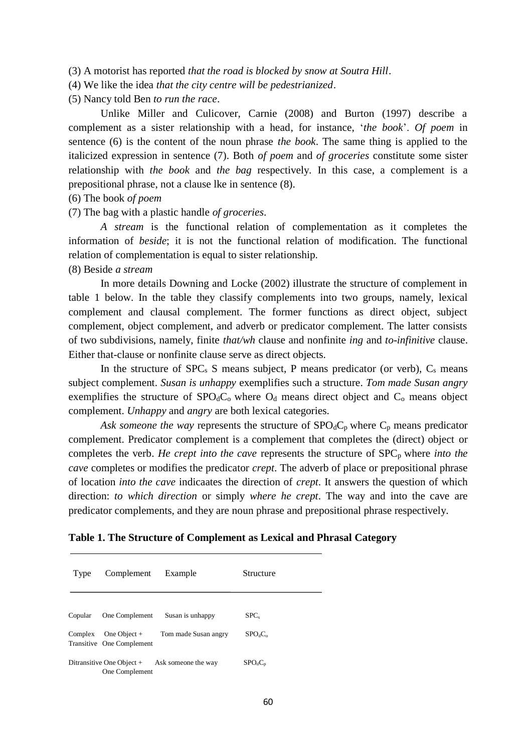(3) A motorist has reported *that the road is blocked by snow at Soutra Hill*.

(4) We like the idea *that the city centre will be pedestrianized*.

(5) Nancy told Ben *to run the race*.

Unlike Miller and Culicover, Carnie (2008) and Burton (1997) describe a complement as a sister relationship with a head, for instance, '*the book*'. *Of poem* in sentence (6) is the content of the noun phrase *the book*. The same thing is applied to the italicized expression in sentence (7). Both *of poem* and *of groceries* constitute some sister relationship with *the book* and *the bag* respectively. In this case, a complement is a prepositional phrase, not a clause lke in sentence (8).

(6) The book *of poem*

(7) The bag with a plastic handle *of groceries*.

*A stream* is the functional relation of complementation as it completes the information of *beside*; it is not the functional relation of modification. The functional relation of complementation is equal to sister relationship.

(8) Beside *a stream*

In more details Downing and Locke (2002) illustrate the structure of complement in table 1 below. In the table they classify complements into two groups, namely, lexical complement and clausal complement. The former functions as direct object, subject complement, object complement, and adverb or predicator complement. The latter consists of two subdivisions, namely, finite *that/wh* clause and nonfinite *ing* and *to-infinitive* clause. Either that-clause or nonfinite clause serve as direct objects.

In the structure of $SPC_s$ S means subject, P means predicator (or verb), $C_s$ means subject complement. *Susan is unhappy* exemplifies such a structure. *Tom made Susan angry* exemplifies the structure of $SPO_dC_o$ where $O_d$ means direct object and $C_o$ means object complement. *Unhappy* and *angry* are both lexical categories.

*Ask someone the way* represents the structure of $SPO_dC_p$ where $C_p$ means predicator complement. Predicator complement is a complement that completes the (direct) object or completes the verb. *He crept into the cave* represents the structure of $SPC_p$ where *into the cave* completes or modifies the predicator *crept*. The adverb of place or prepositional phrase of location *into the cave* indicaates the direction of *crept*. It answers the question of which direction: *to which direction* or simply *where he crept*. The way and into the cave are predicator complements, and they are noun phrase and prepositional phrase respectively.

**Table 1. The Structure of Complement as Lexical and Phrasal Category**

| Type | Complement | Example | Structure |
|---|---|---|---|
| Copular | One Complement | Susan is unhappy | $SPC_s$ |
| Complex Transitive | One Object + One Complement | Tom made Susan angry | $SPO_dC_o$ |
| Ditransitive | One Object + One Complement | Ask someone the way | $SPO_dC_p$ |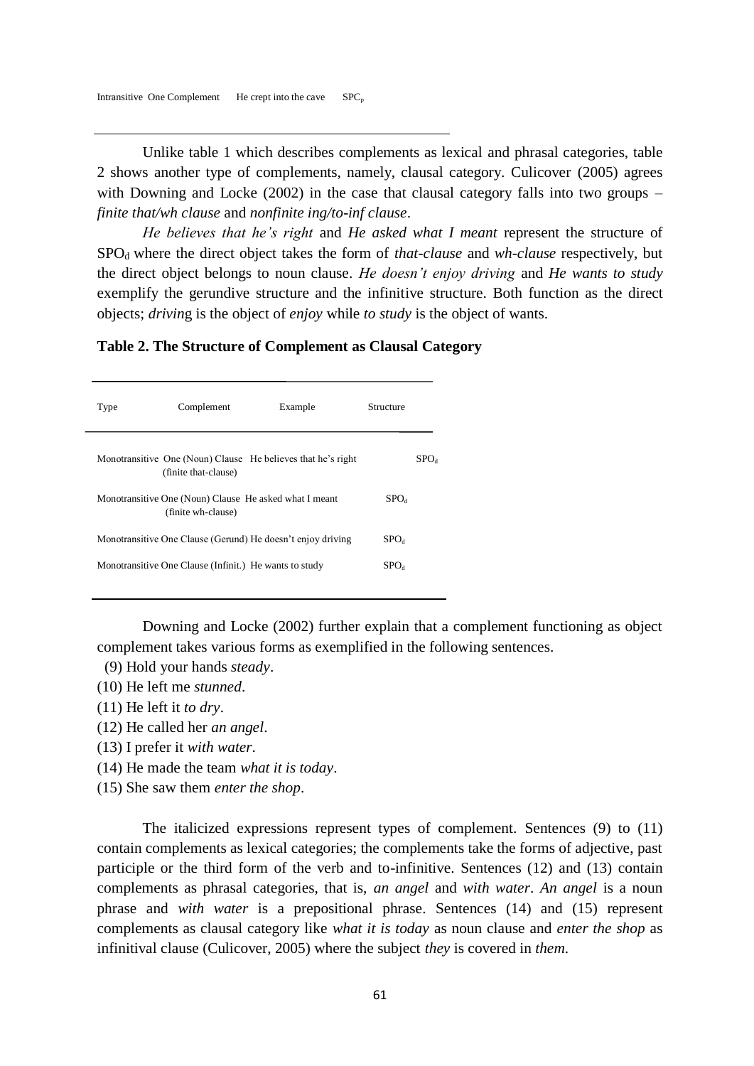| Type | Complement | Example | Structure |
|---|---|---|---|
| Intransitive | One Complement | He crept into the cave | $SPC_p$ |

Unlike table 1 which describes complements as lexical and phrasal categories, table 2 shows another type of complements, namely, clausal category. Culicover (2005) agrees with Downing and Locke (2002) in the case that clausal category falls into two groups – *finite that/wh clause* and *nonfinite ing/to-inf clause*.

*He believes that he's right* and *He asked what I meant* represent the structure of $SPO_d$ where the direct object takes the form of *that-clause* and *wh-clause* respectively, but the direct object belongs to noun clause. *He doesn't enjoy driving* and *He wants to study* exemplify the gerundive structure and the infinitive structure. Both function as the direct objects; *driving* is the object of *enjoy* while *to study* is the object of wants.

**Table 2. The Structure of Complement as Clausal Category**

| Type | Complement | Example | Structure |
|---|---|---|---|
| Monotransitive | One (Noun) Clause (finite that-clause) | He believes that he's right | $SPO_d$ |
| Monotransitive | One (Noun) Clause (finite wh-clause) | He asked what I meant | $SPO_d$ |
| Monotransitive | One Clause (Gerund) | He doesn't enjoy driving | $SPO_d$ |
| Monotransitive | One Clause (Infinit.) | He wants to study | $SPO_d$ |

Downing and Locke (2002) further explain that a complement functioning as object complement takes various forms as exemplified in the following sentences.

(9) Hold your hands *steady*.
(10) He left me *stunned*.
(11) He left it *to dry*.
(12) He called her *an angel*.
(13) I prefer it *with water*.
(14) He made the team *what it is today*.
(15) She saw them *enter the shop*.

The italicized expressions represent types of complement. Sentences (9) to (11) contain complements as lexical categories; the complements take the forms of adjective, past participle or the third form of the verb and to-infinitive. Sentences (12) and (13) contain complements as phrasal categories, that is, *an angel* and *with water*. *An angel* is a noun phrase and *with water* is a prepositional phrase. Sentences (14) and (15) represent complements as clausal category like *what it is today* as noun clause and *enter the shop* as infinitival clause (Culicover, 2005) where the subject *they* is covered in *them*.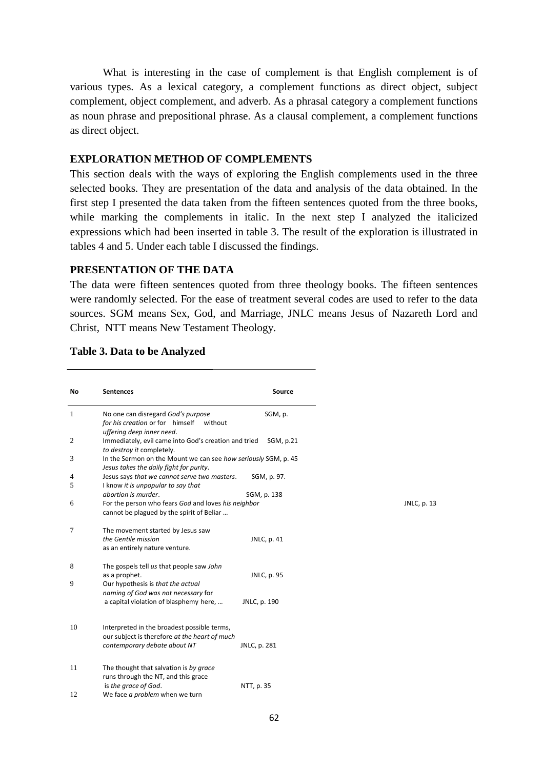What is interesting in the case of complement is that English complement is of various types. As a lexical category, a complement functions as direct object, subject complement, object complement, and adverb. As a phrasal category a complement functions as noun phrase and prepositional phrase. As a clausal complement, a complement functions as direct object.

## EXPLORATION METHOD OF COMPLEMENTS

This section deals with the ways of exploring the English complements used in the three selected books. They are presentation of the data and analysis of the data obtained. In the first step I presented the data taken from the fifteen sentences quoted from the three books, while marking the complements in italic. In the next step I analyzed the italicized expressions which had been inserted in table 3. The result of the exploration is illustrated in tables 4 and 5. Under each table I discussed the findings.

## PRESENTATION OF THE DATA

The data were fifteen sentences quoted from three theology books. The fifteen sentences were randomly selected. For the ease of treatment several codes are used to refer to the data sources. SGM means Sex, God, and Marriage, JNLC means Jesus of Nazareth Lord and Christ, NTT means New Testament Theology.

**Table 3. Data to be Analyzed**

| No | Sentences | Source |
|---|---|---|
| 1 | No one can disregard *God's purpose for his creation* or for himself without *uffering deep inner need*. | SGM, p. |
| 2 | Immediately, evil came into God's creation and tried *to destroy it* completely. | SGM, p.21 |
| 3 | In the Sermon on the Mount we can see *how seriously Jesus takes the daily fight for purity*. | SGM, p. 45 |
| 4 | Jesus says *that we cannot serve two masters*. | SGM, p. 97. |
| 5 | I know *it is unpopular to say that abortion is murder*. | SGM, p. 138 |
| 6 | For the person who fears *God* and loves *his neighbor* cannot be plagued by the spirit of Beliar … | JNLC, p. 13 |
| 7 | The movement started by Jesus saw *the Gentile mission* as an entirely nature venture. | JNLC, p. 41 |
| 8 | The gospels tell *us* that people saw *John* as a prophet. | JNLC, p. 95 |
| 9 | Our hypothesis is *that the actual naming of God was not necessary* for a capital violation of blasphemy here, … | JNLC, p. 190 |
| 10 | Interpreted in the broadest possible terms, our subject is therefore *at the heart of much contemporary debate about NT* | JNLC, p. 281 |
| 11 | The thought that salvation is *by grace* runs through the NT, and this grace is *the grace of God*. | NTT, p. 35 |
| 12 | We face *a problem* when we turn | |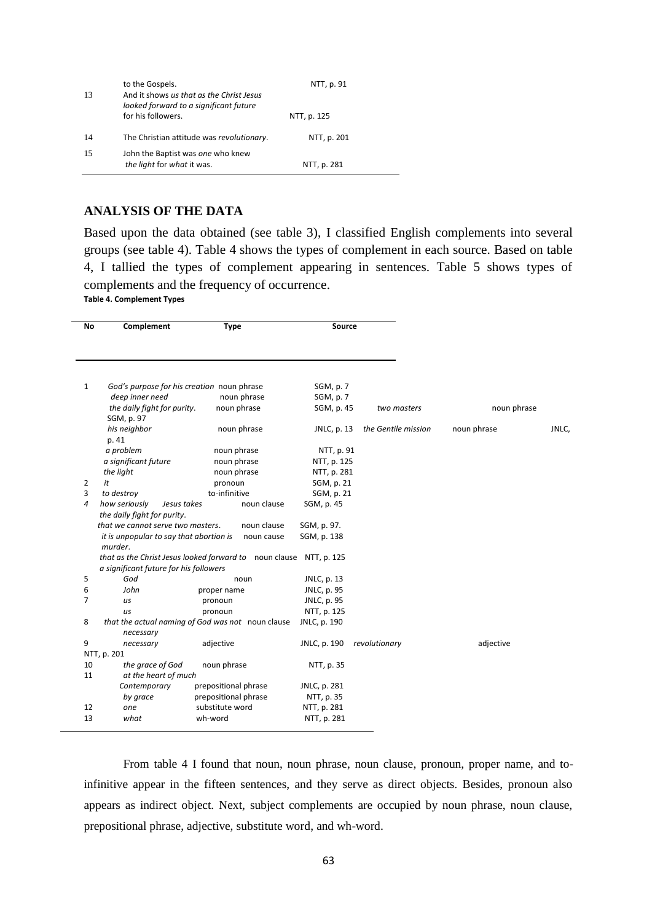| | | |
|---|---|---|
| | to the Gospels. | NTT, p. 91 |
| 13 | And it shows *us that as the Christ Jesus looked forward to a significant future* for his followers. | NTT, p. 125 |
| 14 | The Christian attitude was *revolutionary*. | NTT, p. 201 |
| 15 | John the Baptist was *one* who knew *the light* for *what* it was. | NTT, p. 281 |

## ANALYSIS OF THE DATA

Based upon the data obtained (see table 3), I classified English complements into several groups (see table 4). Table 4 shows the types of complement in each source. Based on table 4, I tallied the types of complement appearing in sentences. Table 5 shows types of complements and the frequency of occurrence.

**Table 4. Complement Types**

| No | Complement | Type | Source |
|---|---|---|---|
| 1 | *God's purpose for his creation* | noun phrase | SGM, p. 7 |
| | *deep inner need* | noun phrase | SGM, p. 7 |
| | *the daily fight for purity*. | noun phrase | SGM, p. 45 |
| | *two masters* | noun phrase | SGM, p. 97 |
| | *his neighbor* | noun phrase | JNLC, p. 13 |
| | *the Gentile mission* | noun phrase | JNLC, p. 41 |
| | *a problem* | noun phrase | NTT, p. 91 |
| | *a significant future* | noun phrase | NTT, p. 125 |
| | *the light* | noun phrase | NTT, p. 281 |
| 2 | *it* | pronoun | SGM, p. 21 |
| 3 | *to destroy* | to-infinitive | SGM, p. 21 |
| 4 | *how seriously Jesus takes the daily fight for purity*. | noun clause | SGM, p. 45 |
| | *that we cannot serve two masters*. | noun clause | SGM, p. 97. |
| | *it is unpopular to say that abortion is murder*. | noun cause | SGM, p. 138 |
| | *that as the Christ Jesus looked forward to a significant future for his followers* | noun clause | NTT, p. 125 |
| 5 | *God* | noun | JNLC, p. 13 |
| 6 | *John* | proper name | JNLC, p. 95 |
| 7 | *us* | pronoun | JNLC, p. 95 |
| | *us* | pronoun | NTT, p. 125 |
| 8 | *that the actual naming of God was not necessary* | noun clause | JNLC, p. 190 |
| 9 | *necessary* | adjective | JNLC, p. 190 |
| | *revolutionary* | adjective | NTT, p. 201 |
| 10 | *the grace of God* | noun phrase | NTT, p. 35 |
| 11 | *at the heart of much Contemporary* | prepositional phrase | JNLC, p. 281 |
| | *by grace* | prepositional phrase | NTT, p. 35 |
| 12 | *one* | substitute word | NTT, p. 281 |
| 13 | *what* | wh-word | NTT, p. 281 |

From table 4 I found that noun, noun phrase, noun clause, pronoun, proper name, and to-infinitive appear in the fifteen sentences, and they serve as direct objects. Besides, pronoun also appears as indirect object. Next, subject complements are occupied by noun phrase, noun clause, prepositional phrase, adjective, substitute word, and wh-word.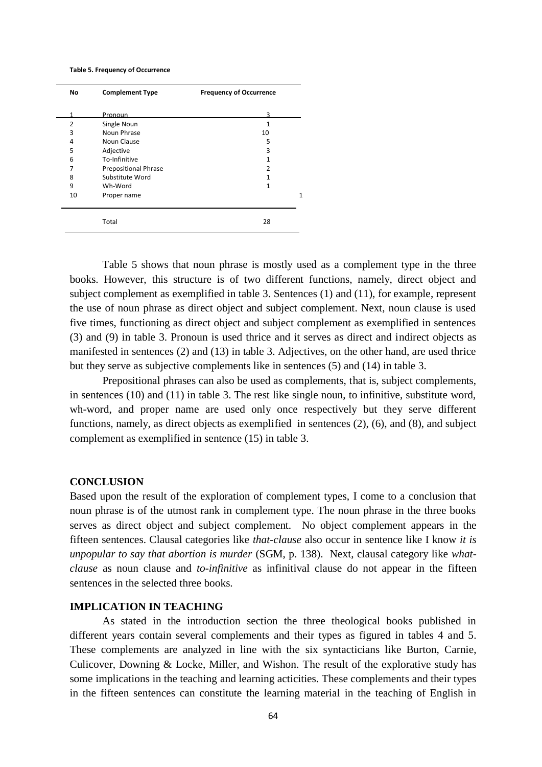**Table 5. Frequency of Occurrence**

| No | Complement Type | Frequency of Occurrence |
|---|---|---|
| 1 | Pronoun | 3 |
| 2 | Single Noun | 1 |
| 3 | Noun Phrase | 10 |
| 4 | Noun Clause | 5 |
| 5 | Adjective | 3 |
| 6 | To-Infinitive | 1 |
| 7 | Prepositional Phrase | 2 |
| 8 | Substitute Word | 1 |
| 9 | Wh-Word | 1 |
| 10 | Proper name | 1 |
| | Total | 28 |

Table 5 shows that noun phrase is mostly used as a complement type in the three books. However, this structure is of two different functions, namely, direct object and subject complement as exemplified in table 3. Sentences (1) and (11), for example, represent the use of noun phrase as direct object and subject complement. Next, noun clause is used five times, functioning as direct object and subject complement as exemplified in sentences (3) and (9) in table 3. Pronoun is used thrice and it serves as direct and indirect objects as manifested in sentences (2) and (13) in table 3. Adjectives, on the other hand, are used thrice but they serve as subjective complements like in sentences (5) and (14) in table 3.

Prepositional phrases can also be used as complements, that is, subject complements, in sentences (10) and (11) in table 3. The rest like single noun, to infinitive, substitute word, wh-word, and proper name are used only once respectively but they serve different functions, namely, as direct objects as exemplified in sentences (2), (6), and (8), and subject complement as exemplified in sentence (15) in table 3.

## CONCLUSION

Based upon the result of the exploration of complement types, I come to a conclusion that noun phrase is of the utmost rank in complement type. The noun phrase in the three books serves as direct object and subject complement. No object complement appears in the fifteen sentences. Clausal categories like *that-clause* also occur in sentence like I know *it is unpopular to say that abortion is murder* (SGM, p. 138). Next, clausal category like *what-clause* as noun clause and *to-infinitive* as infinitival clause do not appear in the fifteen sentences in the selected three books.

## IMPLICATION IN TEACHING

As stated in the introduction section the three theological books published in different years contain several complements and their types as figured in tables 4 and 5. These complements are analyzed in line with the six syntacticians like Burton, Carnie, Culicover, Downing & Locke, Miller, and Wishon. The result of the explorative study has some implications in the teaching and learning acticities. These complements and their types in the fifteen sentences can constitute the learning material in the teaching of English in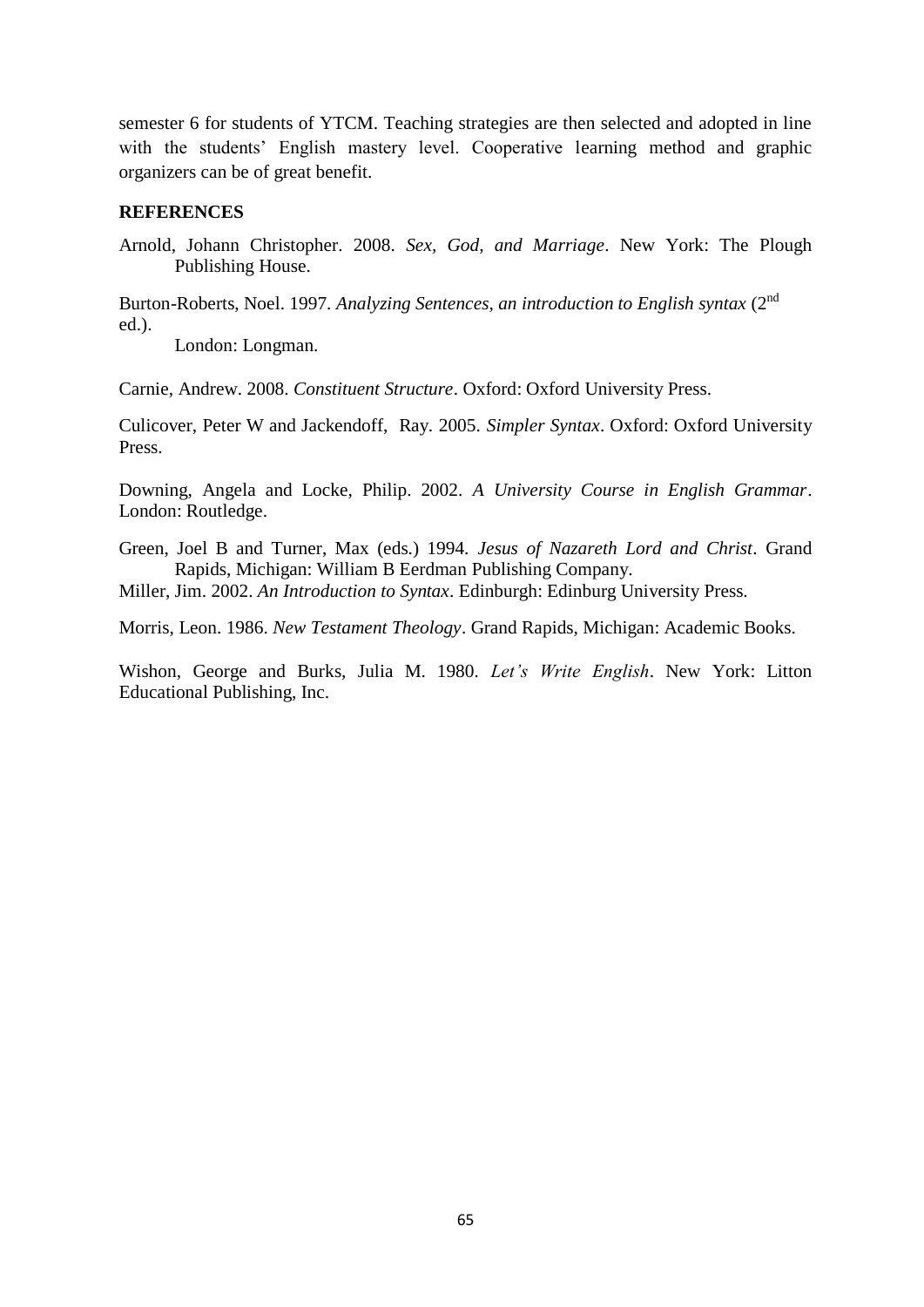semester 6 for students of YTCM. Teaching strategies are then selected and adopted in line with the students' English mastery level. Cooperative learning method and graphic organizers can be of great benefit.

## REFERENCES

Arnold, Johann Christopher. 2008. *Sex, God, and Marriage*. New York: The Plough Publishing House.

Burton-Roberts, Noel. 1997. *Analyzing Sentences, an introduction to English syntax* (2nd ed.). London: Longman.

Carnie, Andrew. 2008. *Constituent Structure*. Oxford: Oxford University Press.

Culicover, Peter W and Jackendoff, Ray. 2005. *Simpler Syntax*. Oxford: Oxford University Press.

Downing, Angela and Locke, Philip. 2002. *A University Course in English Grammar*. London: Routledge.

Green, Joel B and Turner, Max (eds.) 1994. *Jesus of Nazareth Lord and Christ*. Grand Rapids, Michigan: William B Eerdman Publishing Company.

Miller, Jim. 2002. *An Introduction to Syntax*. Edinburgh: Edinburg University Press.

Morris, Leon. 1986. *New Testament Theology*. Grand Rapids, Michigan: Academic Books.

Wishon, George and Burks, Julia M. 1980. *Let's Write English*. New York: Litton Educational Publishing, Inc.